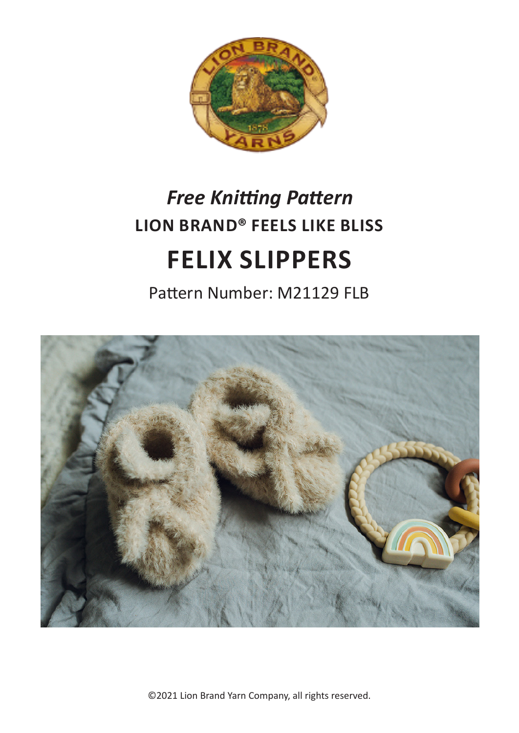*Free Knitting Pattern*

**LION BRAND® FEELS LIKE BLISS**

# FELIX SLIPPERS

Pattern Number: M21129 FLB

©2021 Lion Brand Yarn Company, all rights reserved.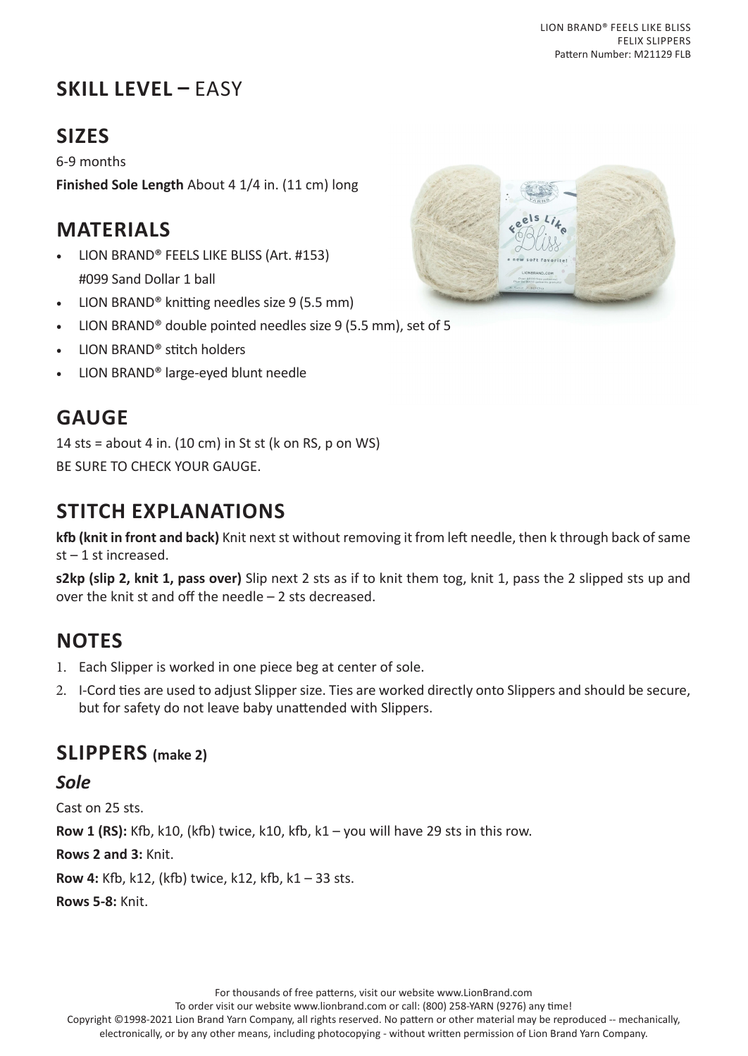## SKILL LEVEL – EASY

## SIZES

6-9 months

**Finished Sole Length** About 4 1/4 in. (11 cm) long

## MATERIALS

- LION BRAND® FEELS LIKE BLISS (Art. #153)
  #099 Sand Dollar 1 ball
- LION BRAND® knitting needles size 9 (5.5 mm)
- LION BRAND® double pointed needles size 9 (5.5 mm), set of 5
- LION BRAND® stitch holders
- LION BRAND® large-eyed blunt needle

## GAUGE

14 sts = about 4 in. (10 cm) in St st (k on RS, p on WS)

BE SURE TO CHECK YOUR GAUGE.

## STITCH EXPLANATIONS

**kfb (knit in front and back)** Knit next st without removing it from left needle, then k through back of same st – 1 st increased.

**s2kp (slip 2, knit 1, pass over)** Slip next 2 sts as if to knit them tog, knit 1, pass the 2 slipped sts up and over the knit st and off the needle – 2 sts decreased.

## NOTES

1. Each Slipper is worked in one piece beg at center of sole.
2. I-Cord ties are used to adjust Slipper size. Ties are worked directly onto Slippers and should be secure, but for safety do not leave baby unattended with Slippers.

## SLIPPERS (make 2)

### *Sole*

Cast on 25 sts.

**Row 1 (RS):** Kfb, k10, (kfb) twice, k10, kfb, k1 – you will have 29 sts in this row.

**Rows 2 and 3:** Knit.

**Row 4:** Kfb, k12, (kfb) twice, k12, kfb, k1 – 33 sts.

**Rows 5-8:** Knit.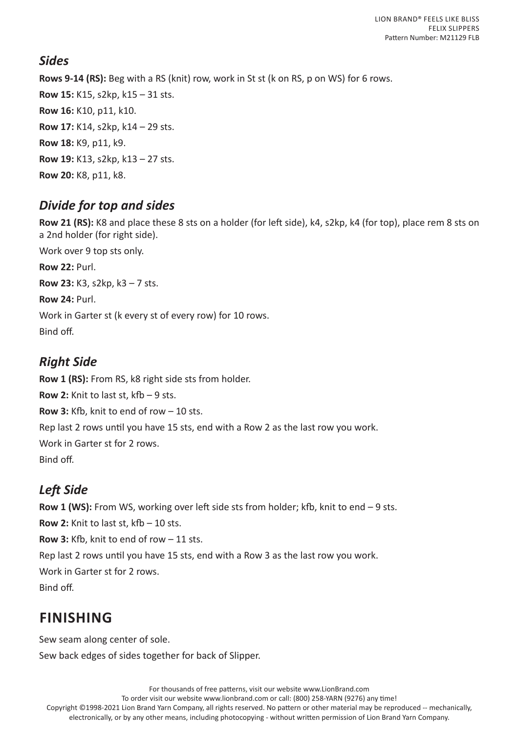## *Sides*

**Rows 9-14 (RS):** Beg with a RS (knit) row, work in St st (k on RS, p on WS) for 6 rows.

**Row 15:** K15, s2kp, k15 – 31 sts.

**Row 16:** K10, p11, k10.

**Row 17:** K14, s2kp, k14 – 29 sts.

**Row 18:** K9, p11, k9.

**Row 19:** K13, s2kp, k13 – 27 sts.

**Row 20:** K8, p11, k8.

## *Divide for top and sides*

**Row 21 (RS):** K8 and place these 8 sts on a holder (for left side), k4, s2kp, k4 (for top), place rem 8 sts on a 2nd holder (for right side).

Work over 9 top sts only.

**Row 22:** Purl.

**Row 23:** K3, s2kp, k3 – 7 sts.

**Row 24:** Purl.

Work in Garter st (k every st of every row) for 10 rows.

Bind off.

## *Right Side*

**Row 1 (RS):** From RS, k8 right side sts from holder.

**Row 2:** Knit to last st, kfb – 9 sts.

**Row 3:** Kfb, knit to end of row – 10 sts.

Rep last 2 rows until you have 15 sts, end with a Row 2 as the last row you work.

Work in Garter st for 2 rows.

Bind off.

## *Left Side*

**Row 1 (WS):** From WS, working over left side sts from holder; kfb, knit to end – 9 sts.

**Row 2:** Knit to last st, kfb – 10 sts.

**Row 3:** Kfb, knit to end of row – 11 sts.

Rep last 2 rows until you have 15 sts, end with a Row 3 as the last row you work.

Work in Garter st for 2 rows.

Bind off.

# FINISHING

Sew seam along center of sole.

Sew back edges of sides together for back of Slipper.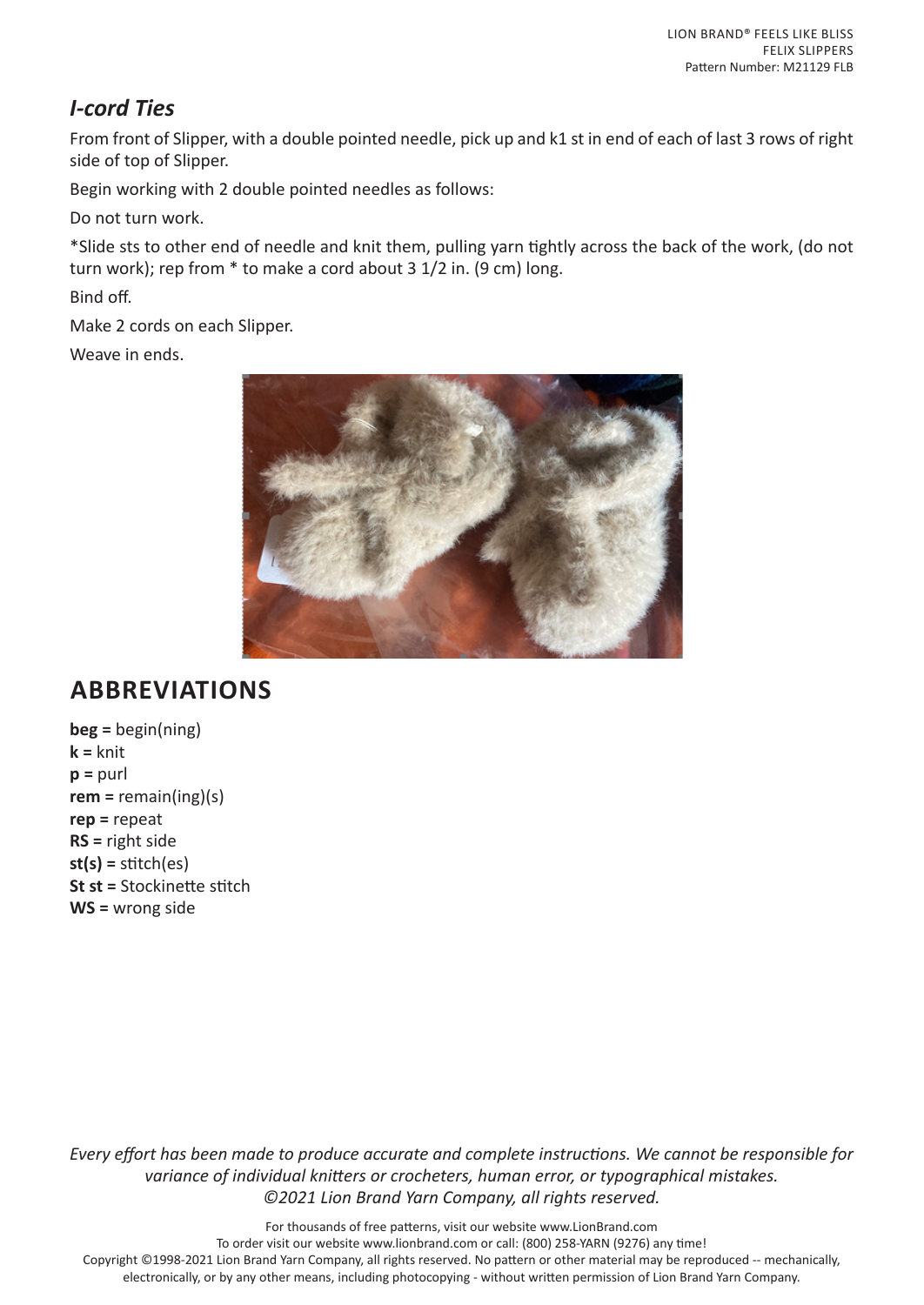### *I-cord Ties*

From front of Slipper, with a double pointed needle, pick up and k1 st in end of each of last 3 rows of right side of top of Slipper.

Begin working with 2 double pointed needles as follows:

Do not turn work.

*Slide sts to other end of needle and knit them, pulling yarn tightly across the back of the work, (do not turn work); rep from * to make a cord about 3 1/2 in. (9 cm) long.

Bind off.

Make 2 cords on each Slipper.

Weave in ends.

## ABBREVIATIONS

**beg =** begin(ning)
**k =** knit
**p =** purl
**rem =** remain(ing)(s)
**rep =** repeat
**RS =** right side
**st(s) =** stitch(es)
**St st =** Stockinette stitch
**WS =** wrong side

*Every effort has been made to produce accurate and complete instructions. We cannot be responsible for variance of individual knitters or crocheters, human error, or typographical mistakes. ©2021 Lion Brand Yarn Company, all rights reserved.*

For thousands of free patterns, visit our website www.LionBrand.com
To order visit our website www.lionbrand.com or call: (800) 258-YARN (9276) any time!
Copyright ©1998-2021 Lion Brand Yarn Company, all rights reserved. No pattern or other material may be reproduced -- mechanically, electronically, or by any other means, including photocopying - without written permission of Lion Brand Yarn Company.